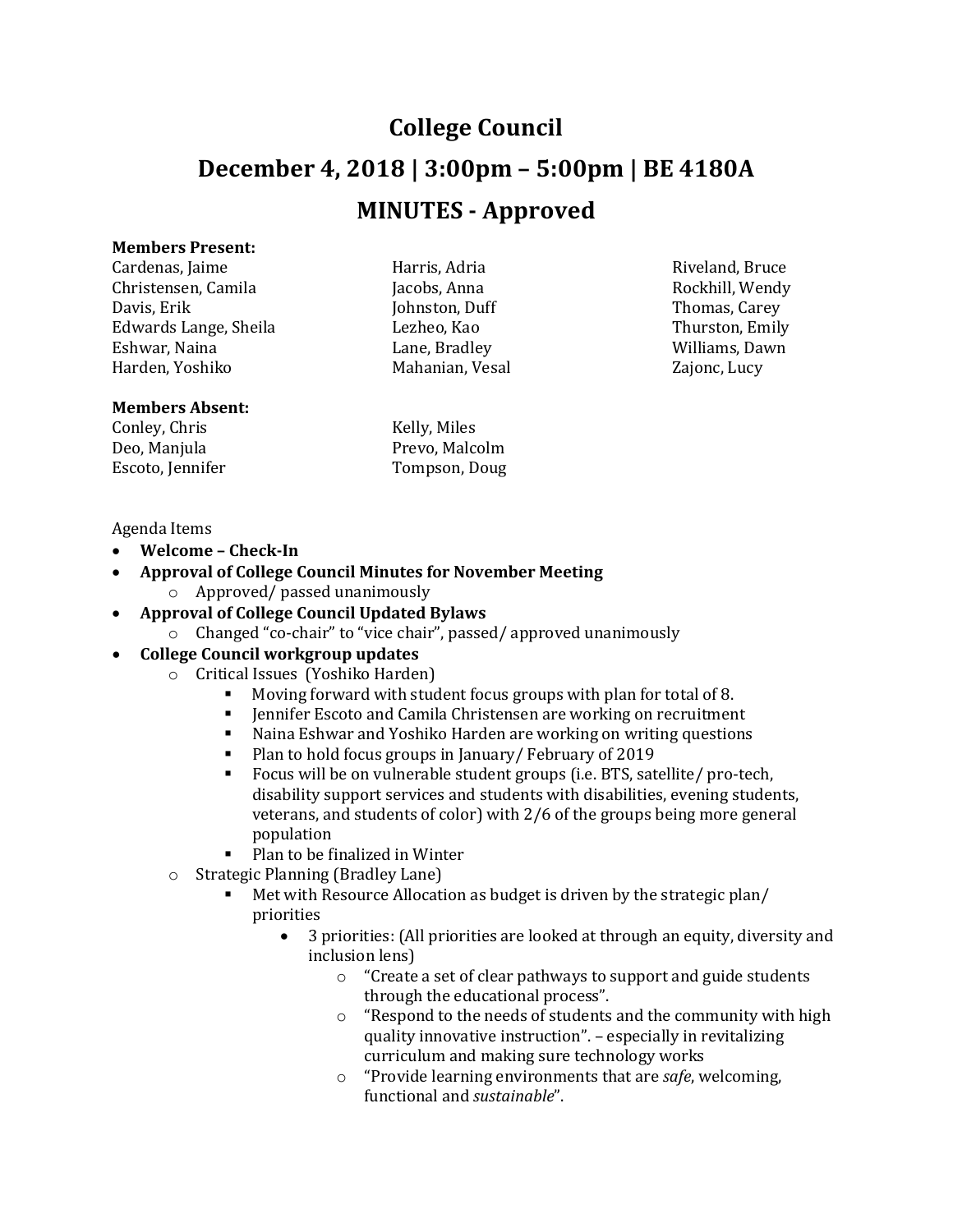# College Council

## December 4, 2018 | 3:00pm – 5:00pm | BE 4180A

## MINUTES - Approved

**Members Present:**

Cardenas, Jaime
Christensen, Camila
Davis, Erik
Edwards Lange, Sheila
Eshwar, Naina
Harden, Yoshiko
Harris, Adria
Jacobs, Anna
Johnston, Duff
Lezheo, Kao
Lane, Bradley
Mahanian, Vesal
Riveland, Bruce
Rockhill, Wendy
Thomas, Carey
Thurston, Emily
Williams, Dawn
Zajonc, Lucy

**Members Absent:**

Conley, Chris
Deo, Manjula
Escoto, Jennifer
Kelly, Miles
Prevo, Malcolm
Tompson, Doug

Agenda Items

- **Welcome – Check-In**
- **Approval of College Council Minutes for November Meeting**
  - Approved/ passed unanimously
- **Approval of College Council Updated Bylaws**
  - Changed "co-chair" to "vice chair", passed/ approved unanimously
- **College Council workgroup updates**
  - Critical Issues (Yoshiko Harden)
    - Moving forward with student focus groups with plan for total of 8.
    - Jennifer Escoto and Camila Christensen are working on recruitment
    - Naina Eshwar and Yoshiko Harden are working on writing questions
    - Plan to hold focus groups in January/ February of 2019
    - Focus will be on vulnerable student groups (i.e. BTS, satellite/ pro-tech, disability support services and students with disabilities, evening students, veterans, and students of color) with 2/6 of the groups being more general population
    - Plan to be finalized in Winter
  - Strategic Planning (Bradley Lane)
    - Met with Resource Allocation as budget is driven by the strategic plan/ priorities
      - 3 priorities: (All priorities are looked at through an equity, diversity and inclusion lens)
        - "Create a set of clear pathways to support and guide students through the educational process".
        - "Respond to the needs of students and the community with high quality innovative instruction". – especially in revitalizing curriculum and making sure technology works
        - "Provide learning environments that are *safe*, welcoming, functional and *sustainable*".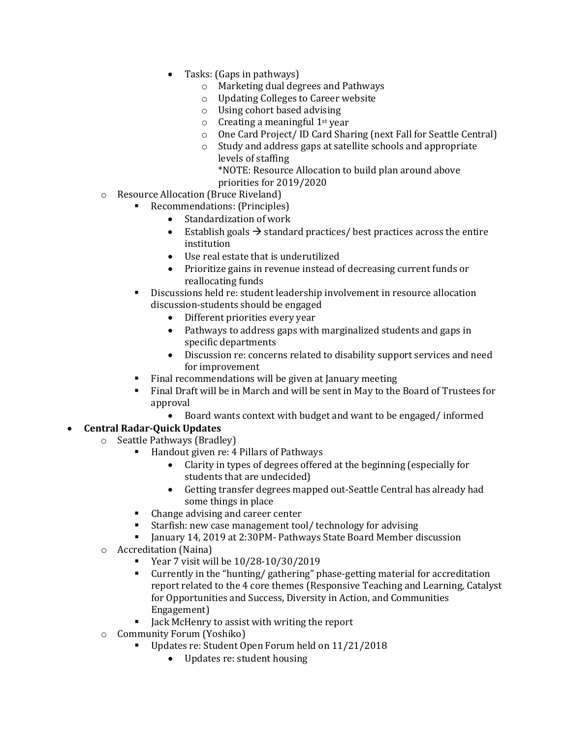- Tasks: (Gaps in pathways)
      - Marketing dual degrees and Pathways
      - Updating Colleges to Career website
      - Using cohort based advising
      - Creating a meaningful 1st year
      - One Card Project/ ID Card Sharing (next Fall for Seattle Central)
      - Study and address gaps at satellite schools and appropriate levels of staffing
        *NOTE: Resource Allocation to build plan around above priorities for 2019/2020
  - Resource Allocation (Bruce Riveland)
    - Recommendations: (Principles)
      - Standardization of work
      - Establish goals → standard practices/ best practices across the entire institution
      - Use real estate that is underutilized
      - Prioritize gains in revenue instead of decreasing current funds or reallocating funds
    - Discussions held re: student leadership involvement in resource allocation discussion-students should be engaged
      - Different priorities every year
      - Pathways to address gaps with marginalized students and gaps in specific departments
      - Discussion re: concerns related to disability support services and need for improvement
    - Final recommendations will be given at January meeting
    - Final Draft will be in March and will be sent in May to the Board of Trustees for approval
      - Board wants context with budget and want to be engaged/ informed
- **Central Radar-Quick Updates**
  - Seattle Pathways (Bradley)
    - Handout given re: 4 Pillars of Pathways
      - Clarity in types of degrees offered at the beginning (especially for students that are undecided)
      - Getting transfer degrees mapped out-Seattle Central has already had some things in place
    - Change advising and career center
    - Starfish: new case management tool/ technology for advising
    - January 14, 2019 at 2:30PM- Pathways State Board Member discussion
  - Accreditation (Naina)
    - Year 7 visit will be 10/28-10/30/2019
    - Currently in the "hunting/ gathering" phase-getting material for accreditation report related to the 4 core themes (Responsive Teaching and Learning, Catalyst for Opportunities and Success, Diversity in Action, and Communities Engagement)
    - Jack McHenry to assist with writing the report
  - Community Forum (Yoshiko)
    - Updates re: Student Open Forum held on 11/21/2018
      - Updates re: student housing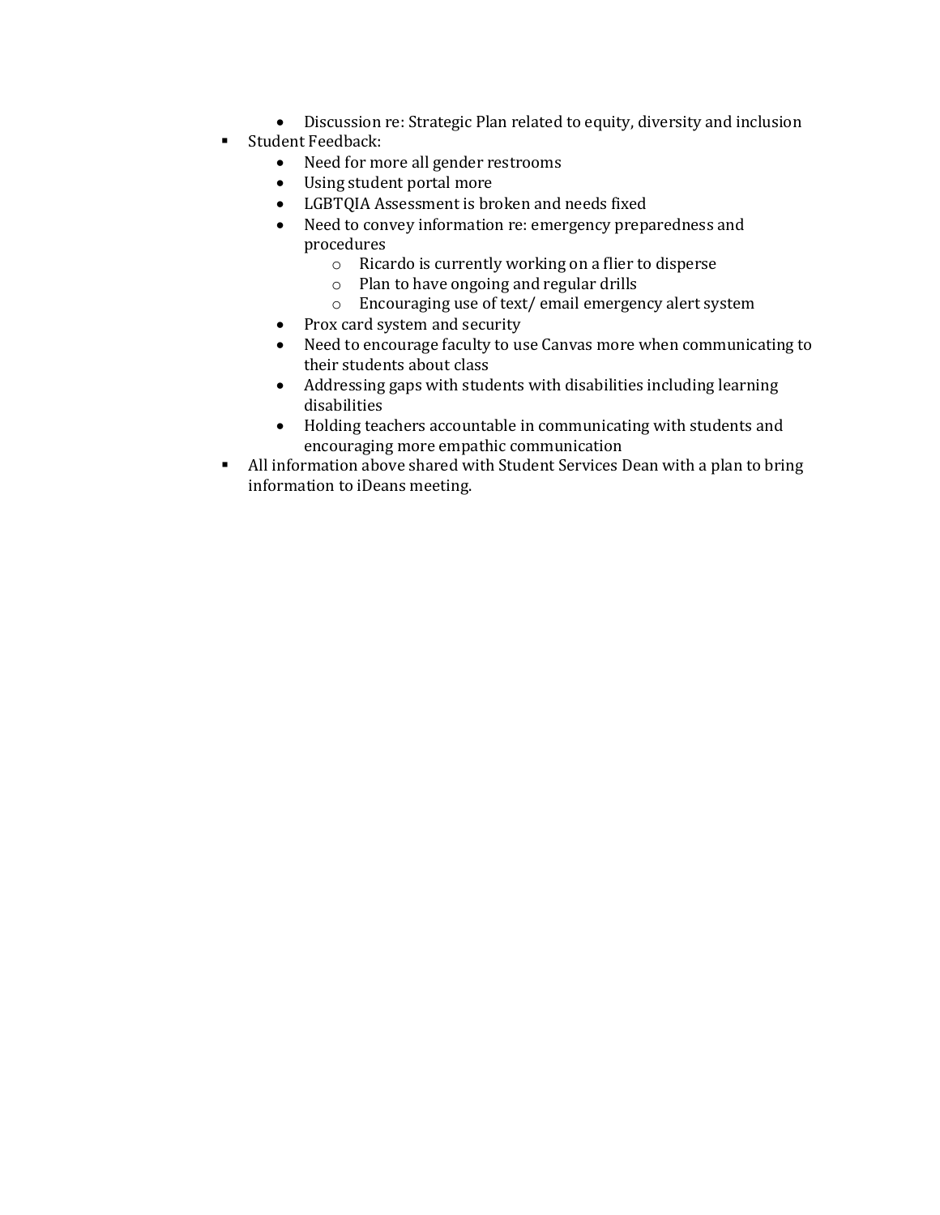- Discussion re: Strategic Plan related to equity, diversity and inclusion
- Student Feedback:
    - Need for more all gender restrooms
    - Using student portal more
    - LGBTQIA Assessment is broken and needs fixed
    - Need to convey information re: emergency preparedness and procedures
        - Ricardo is currently working on a flier to disperse
        - Plan to have ongoing and regular drills
        - Encouraging use of text/ email emergency alert system
    - Prox card system and security
    - Need to encourage faculty to use Canvas more when communicating to their students about class
    - Addressing gaps with students with disabilities including learning disabilities
    - Holding teachers accountable in communicating with students and encouraging more empathic communication
- All information above shared with Student Services Dean with a plan to bring information to iDeans meeting.